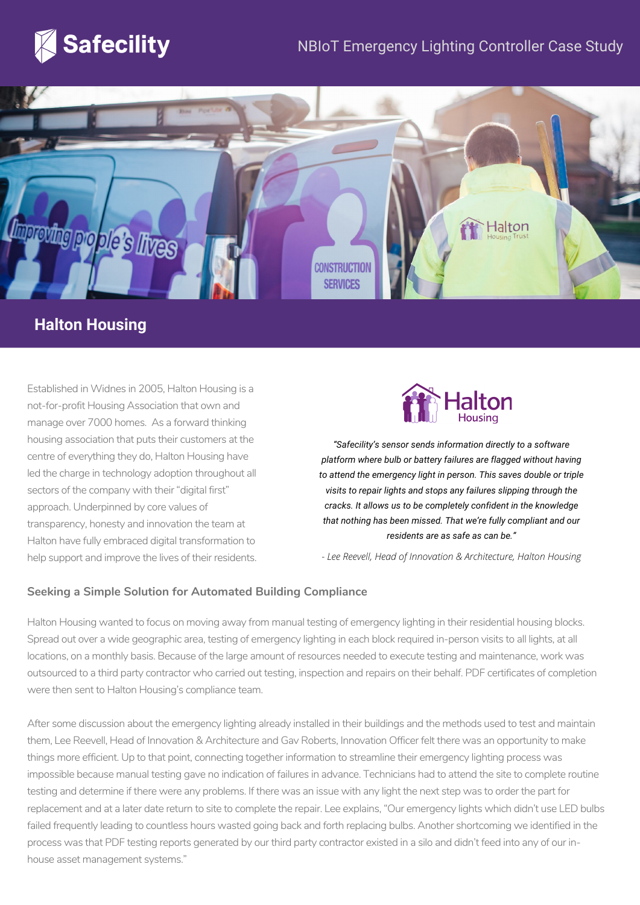# Safecility

NBIoT Emergency Lighting Controller Case Study

## Halton Housing

Established in Widnes in 2005, Halton Housing is a not-for-profit Housing Association that own and manage over 7000 homes. As a forward thinking housing association that puts their customers at the centre of everything they do, Halton Housing have led the charge in technology adoption throughout all sectors of the company with their "digital first" approach. Underpinned by core values of transparency, honesty and innovation the team at Halton have fully embraced digital transformation to help support and improve the lives of their residents.

*"Safecility's sensor sends information directly to a software platform where bulb or battery failures are flagged without having to attend the emergency light in person. This saves double or triple visits to repair lights and stops any failures slipping through the cracks. It allows us to be completely confident in the knowledge that nothing has been missed. That we're fully compliant and our residents are as safe as can be."*

*- Lee Reevell, Head of Innovation & Architecture, Halton Housing*

### Seeking a Simple Solution for Automated Building Compliance

Halton Housing wanted to focus on moving away from manual testing of emergency lighting in their residential housing blocks. Spread out over a wide geographic area, testing of emergency lighting in each block required in-person visits to all lights, at all locations, on a monthly basis. Because of the large amount of resources needed to execute testing and maintenance, work was outsourced to a third party contractor who carried out testing, inspection and repairs on their behalf. PDF certificates of completion were then sent to Halton Housing's compliance team.

After some discussion about the emergency lighting already installed in their buildings and the methods used to test and maintain them, Lee Reevell, Head of Innovation & Architecture and Gav Roberts, Innovation Officer felt there was an opportunity to make things more efficient. Up to that point, connecting together information to streamline their emergency lighting process was impossible because manual testing gave no indication of failures in advance. Technicians had to attend the site to complete routine testing and determine if there were any problems. If there was an issue with any light the next step was to order the part for replacement and at a later date return to site to complete the repair. Lee explains, "Our emergency lights which didn't use LED bulbs failed frequently leading to countless hours wasted going back and forth replacing bulbs. Another shortcoming we identified in the process was that PDF testing reports generated by our third party contractor existed in a silo and didn't feed into any of our in-house asset management systems."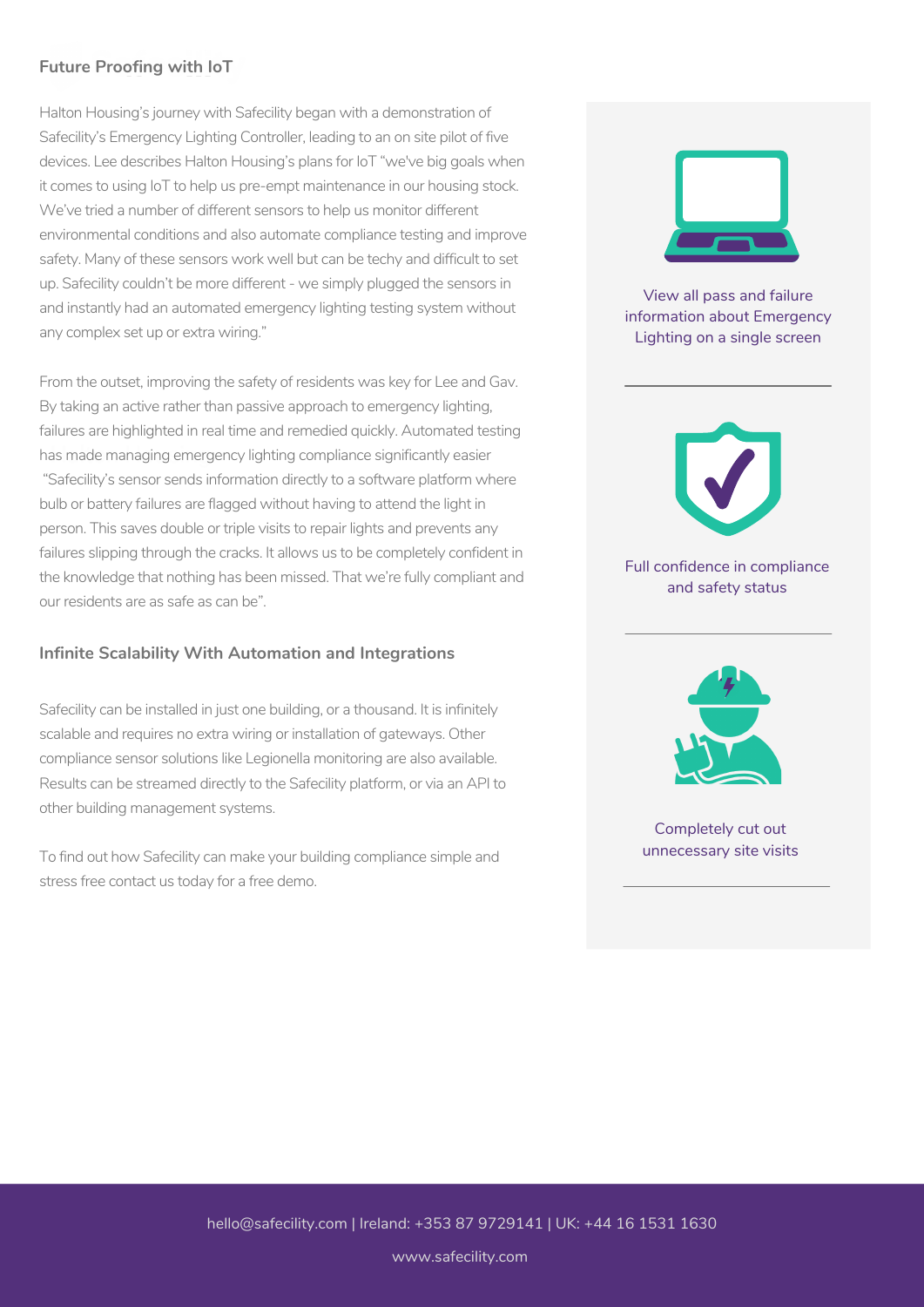## Future Proofing with IoT

Halton Housing's journey with Safecility began with a demonstration of Safecility's Emergency Lighting Controller, leading to an on site pilot of five devices. Lee describes Halton Housing's plans for IoT "we've big goals when it comes to using IoT to help us pre-empt maintenance in our housing stock. We've tried a number of different sensors to help us monitor different environmental conditions and also automate compliance testing and improve safety. Many of these sensors work well but can be techy and difficult to set up. Safecility couldn't be more different - we simply plugged the sensors in and instantly had an automated emergency lighting testing system without any complex set up or extra wiring."

From the outset, improving the safety of residents was key for Lee and Gav. By taking an active rather than passive approach to emergency lighting, failures are highlighted in real time and remedied quickly. Automated testing has made managing emergency lighting compliance significantly easier "Safecility's sensor sends information directly to a software platform where bulb or battery failures are flagged without having to attend the light in person. This saves double or triple visits to repair lights and prevents any failures slipping through the cracks. It allows us to be completely confident in the knowledge that nothing has been missed. That we're fully compliant and our residents are as safe as can be".

## Infinite Scalability With Automation and Integrations

Safecility can be installed in just one building, or a thousand. It is infinitely scalable and requires no extra wiring or installation of gateways. Other compliance sensor solutions like Legionella monitoring are also available. Results can be streamed directly to the Safecility platform, or via an API to other building management systems.

To find out how Safecility can make your building compliance simple and stress free contact us today for a free demo.

View all pass and failure information about Emergency Lighting on a single screen

---

Full confidence in compliance and safety status

---

Completely cut out unnecessary site visits

---

hello@safecility.com | Ireland: +353 87 9729141 | UK: +44 16 1531 1630

www.safecility.com